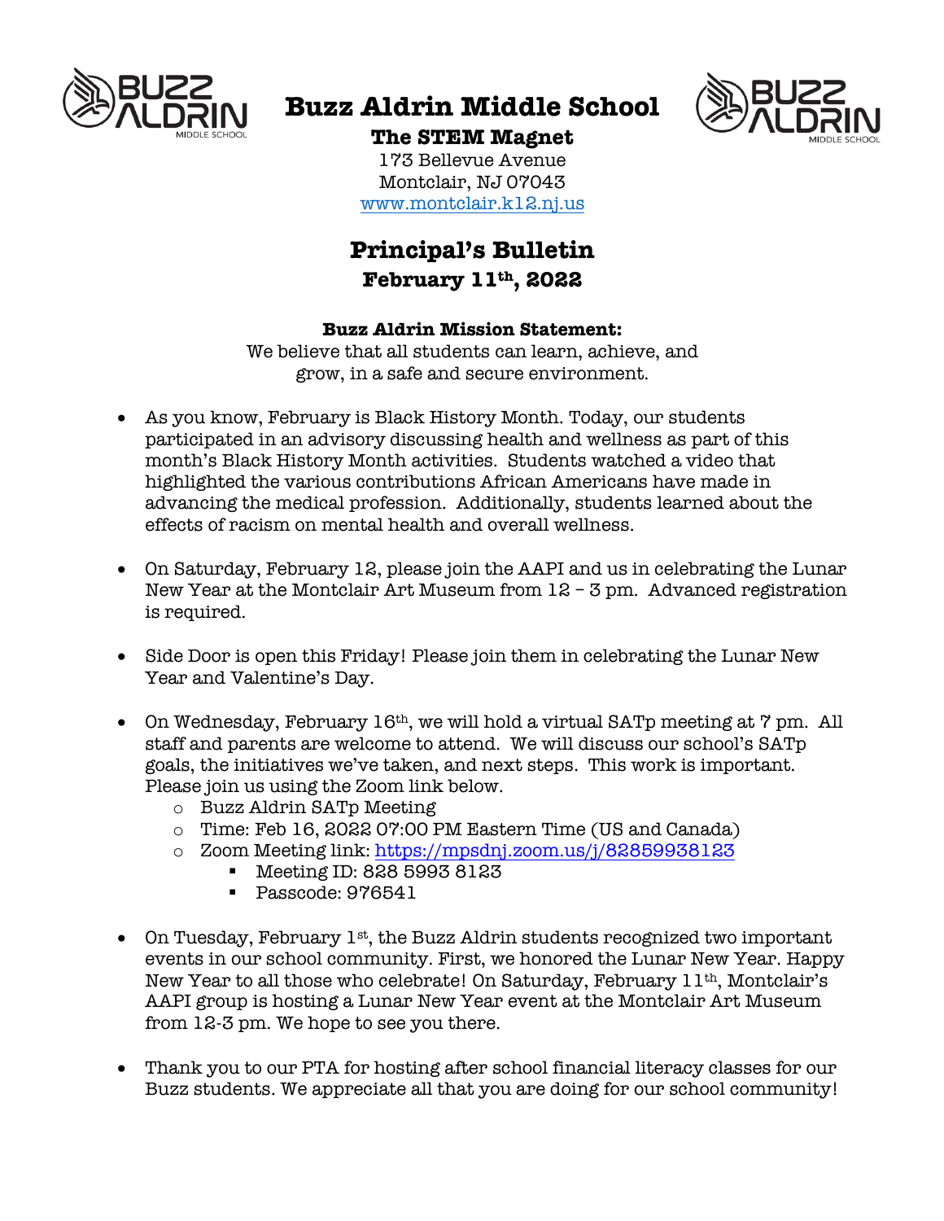# Buzz Aldrin Middle School

**The STEM Magnet**

173 Bellevue Avenue
Montclair, NJ 07043
www.montclair.k12.nj.us

## Principal's Bulletin

**February 11th, 2022**

**Buzz Aldrin Mission Statement:**

We believe that all students can learn, achieve, and grow, in a safe and secure environment.

- As you know, February is Black History Month. Today, our students participated in an advisory discussing health and wellness as part of this month's Black History Month activities. Students watched a video that highlighted the various contributions African Americans have made in advancing the medical profession. Additionally, students learned about the effects of racism on mental health and overall wellness.

- On Saturday, February 12, please join the AAPI and us in celebrating the Lunar New Year at the Montclair Art Museum from 12 – 3 pm. Advanced registration is required.

- Side Door is open this Friday! Please join them in celebrating the Lunar New Year and Valentine's Day.

- On Wednesday, February 16th, we will hold a virtual SATp meeting at 7 pm. All staff and parents are welcome to attend. We will discuss our school's SATp goals, the initiatives we've taken, and next steps. This work is important. Please join us using the Zoom link below.
  - Buzz Aldrin SATp Meeting
  - Time: Feb 16, 2022 07:00 PM Eastern Time (US and Canada)
  - Zoom Meeting link: https://mpsdnj.zoom.us/j/82859938123
    - Meeting ID: 828 5993 8123
    - Passcode: 976541

- On Tuesday, February 1st, the Buzz Aldrin students recognized two important events in our school community. First, we honored the Lunar New Year. Happy New Year to all those who celebrate! On Saturday, February 11th, Montclair's AAPI group is hosting a Lunar New Year event at the Montclair Art Museum from 12-3 pm. We hope to see you there.

- Thank you to our PTA for hosting after school financial literacy classes for our Buzz students. We appreciate all that you are doing for our school community!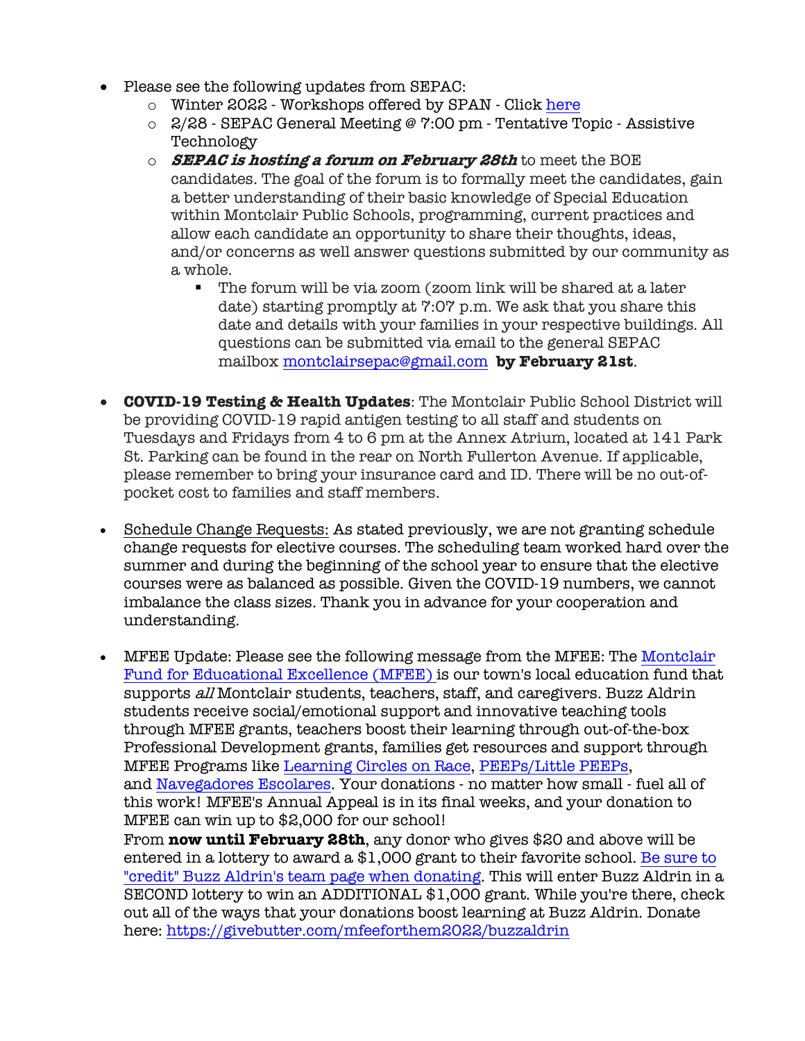- Please see the following updates from SEPAC:
  - Winter 2022 - Workshops offered by SPAN - Click here
  - 2/28 - SEPAC General Meeting @ 7:00 pm - Tentative Topic - Assistive Technology
  - ***SEPAC is hosting a forum on February 28th*** to meet the BOE candidates. The goal of the forum is to formally meet the candidates, gain a better understanding of their basic knowledge of Special Education within Montclair Public Schools, programming, current practices and allow each candidate an opportunity to share their thoughts, ideas, and/or concerns as well answer questions submitted by our community as a whole.
    - The forum will be via zoom (zoom link will be shared at a later date) starting promptly at 7:07 p.m. We ask that you share this date and details with your families in your respective buildings. All questions can be submitted via email to the general SEPAC mailbox montclairsepac@gmail.com **by February 21st**.

- **COVID-19 Testing & Health Updates**: The Montclair Public School District will be providing COVID-19 rapid antigen testing to all staff and students on Tuesdays and Fridays from 4 to 6 pm at the Annex Atrium, located at 141 Park St. Parking can be found in the rear on North Fullerton Avenue. If applicable, please remember to bring your insurance card and ID. There will be no out-of-pocket cost to families and staff members.

- Schedule Change Requests: As stated previously, we are not granting schedule change requests for elective courses. The scheduling team worked hard over the summer and during the beginning of the school year to ensure that the elective courses were as balanced as possible. Given the COVID-19 numbers, we cannot imbalance the class sizes. Thank you in advance for your cooperation and understanding.

- MFEE Update: Please see the following message from the MFEE: The Montclair Fund for Educational Excellence (MFEE) is our town's local education fund that supports *all* Montclair students, teachers, staff, and caregivers. Buzz Aldrin students receive social/emotional support and innovative teaching tools through MFEE grants, teachers boost their learning through out-of-the-box Professional Development grants, families get resources and support through MFEE Programs like Learning Circles on Race, PEEPs/Little PEEPs, and Navegadores Escolares. Your donations - no matter how small - fuel all of this work! MFEE's Annual Appeal is in its final weeks, and your donation to MFEE can win up to $2,000 for our school!
  From **now until February 28th**, any donor who gives $20 and above will be entered in a lottery to award a $1,000 grant to their favorite school. Be sure to "credit" Buzz Aldrin's team page when donating. This will enter Buzz Aldrin in a SECOND lottery to win an ADDITIONAL $1,000 grant. While you're there, check out all of the ways that your donations boost learning at Buzz Aldrin. Donate here: https://givebutter.com/mfeeforthem2022/buzzaldrin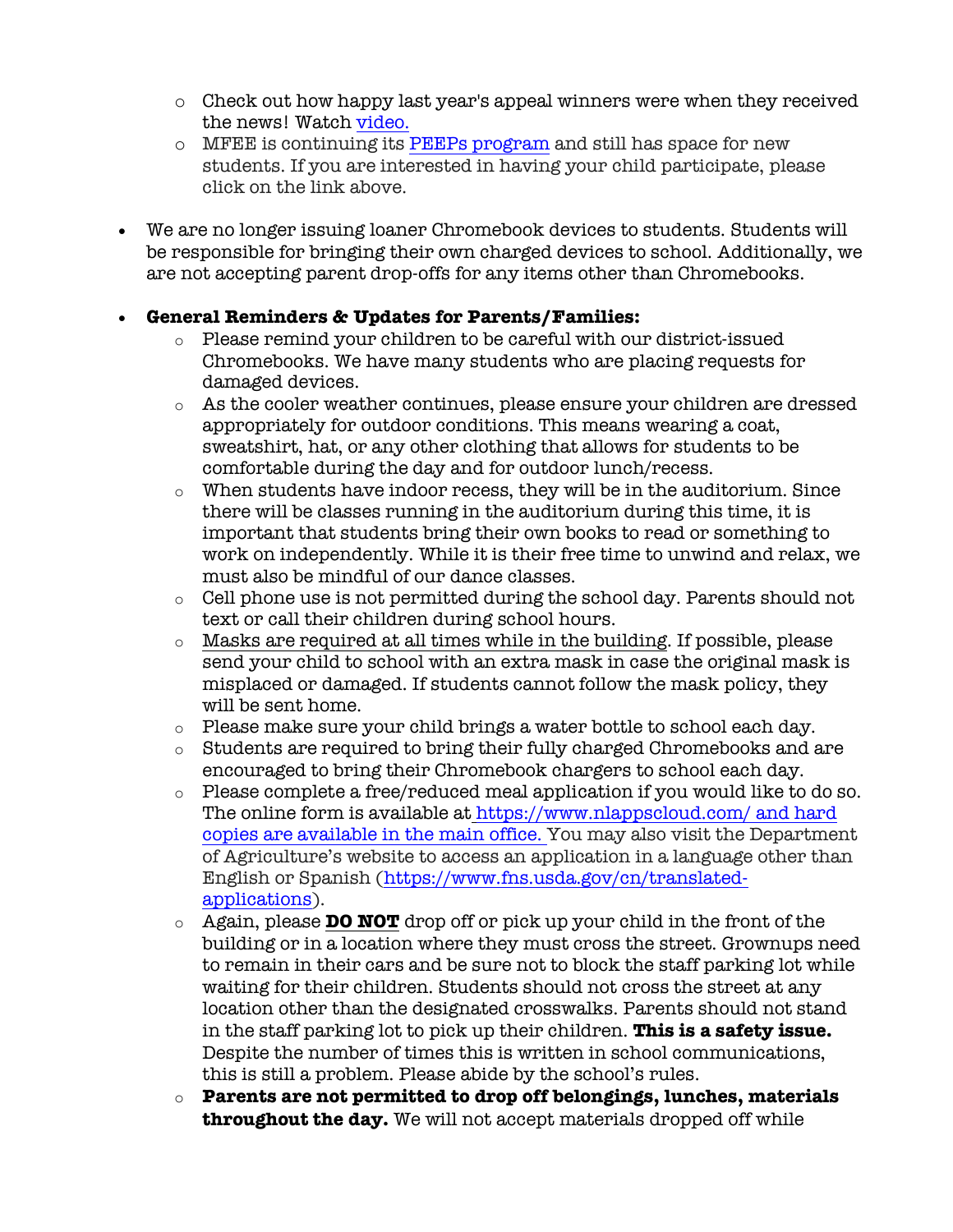- Check out how happy last year's appeal winners were when they received the news! Watch [video.]()
    - MFEE is continuing its [PEEPs program]() and still has space for new students. If you are interested in having your child participate, please click on the link above.

- We are no longer issuing loaner Chromebook devices to students. Students will be responsible for bringing their own charged devices to school. Additionally, we are not accepting parent drop-offs for any items other than Chromebooks.

- **General Reminders & Updates for Parents/Families:**
    - Please remind your children to be careful with our district-issued Chromebooks. We have many students who are placing requests for damaged devices.
    - As the cooler weather continues, please ensure your children are dressed appropriately for outdoor conditions. This means wearing a coat, sweatshirt, hat, or any other clothing that allows for students to be comfortable during the day and for outdoor lunch/recess.
    - When students have indoor recess, they will be in the auditorium. Since there will be classes running in the auditorium during this time, it is important that students bring their own books to read or something to work on independently. While it is their free time to unwind and relax, we must also be mindful of our dance classes.
    - Cell phone use is not permitted during the school day. Parents should not text or call their children during school hours.
    - <u>Masks are required at all times while in the building</u>. If possible, please send your child to school with an extra mask in case the original mask is misplaced or damaged. If students cannot follow the mask policy, they will be sent home.
    - Please make sure your child brings a water bottle to school each day.
    - Students are required to bring their fully charged Chromebooks and are encouraged to bring their Chromebook chargers to school each day.
    - Please complete a free/reduced meal application if you would like to do so. The online form is available at [https://www.nlappscloud.com/ and hard copies are available in the main office.](https://www.nlappscloud.com/) You may also visit the Department of Agriculture's website to access an application in a language other than English or Spanish ([https://www.fns.usda.gov/cn/translated-applications](https://www.fns.usda.gov/cn/translated-applications)).
    - Again, please **<u>DO NOT</u>** drop off or pick up your child in the front of the building or in a location where they must cross the street. Grownups need to remain in their cars and be sure not to block the staff parking lot while waiting for their children. Students should not cross the street at any location other than the designated crosswalks. Parents should not stand in the staff parking lot to pick up their children. **This is a safety issue.** Despite the number of times this is written in school communications, this is still a problem. Please abide by the school's rules.
    - **Parents are not permitted to drop off belongings, lunches, materials throughout the day.** We will not accept materials dropped off while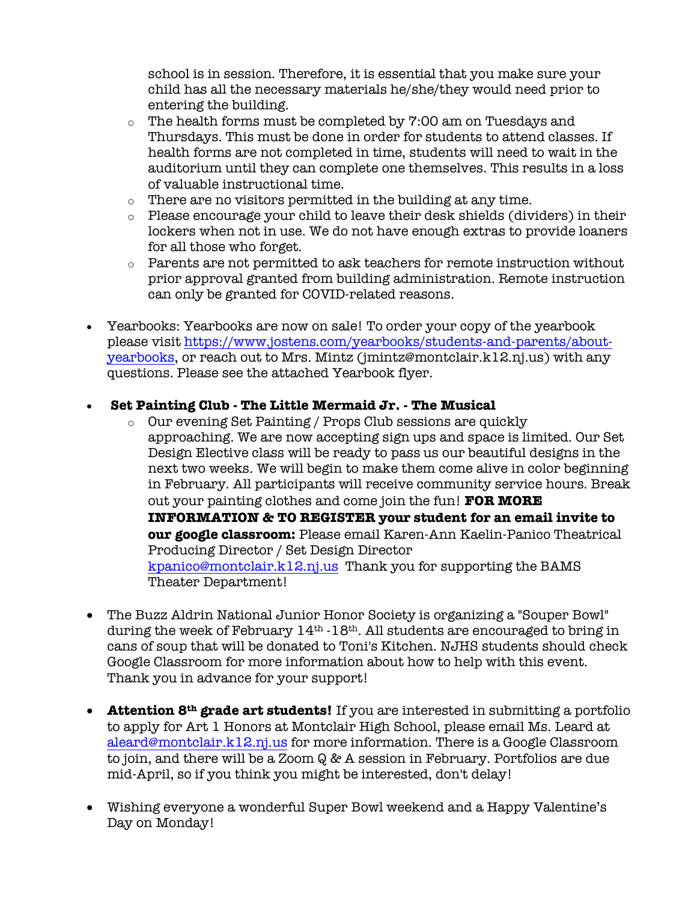school is in session. Therefore, it is essential that you make sure your child has all the necessary materials he/she/they would need prior to entering the building.
  - The health forms must be completed by 7:00 am on Tuesdays and Thursdays. This must be done in order for students to attend classes. If health forms are not completed in time, students will need to wait in the auditorium until they can complete one themselves. This results in a loss of valuable instructional time.
  - There are no visitors permitted in the building at any time.
  - Please encourage your child to leave their desk shields (dividers) in their lockers when not in use. We do not have enough extras to provide loaners for all those who forget.
  - Parents are not permitted to ask teachers for remote instruction without prior approval granted from building administration. Remote instruction can only be granted for COVID-related reasons.

- Yearbooks: Yearbooks are now on sale! To order your copy of the yearbook please visit https://www.jostens.com/yearbooks/students-and-parents/about-yearbooks, or reach out to Mrs. Mintz (jmintz@montclair.k12.nj.us) with any questions. Please see the attached Yearbook flyer.

- **Set Painting Club - The Little Mermaid Jr. - The Musical**
  - Our evening Set Painting / Props Club sessions are quickly approaching. We are now accepting sign ups and space is limited. Our Set Design Elective class will be ready to pass us our beautiful designs in the next two weeks. We will begin to make them come alive in color beginning in February. All participants will receive community service hours. Break out your painting clothes and come join the fun! **FOR MORE INFORMATION & TO REGISTER your student for an email invite to our google classroom:** Please email Karen-Ann Kaelin-Panico Theatrical Producing Director / Set Design Director kpanico@montclair.k12.nj.us Thank you for supporting the BAMS Theater Department!

- The Buzz Aldrin National Junior Honor Society is organizing a "Souper Bowl" during the week of February 14th -18th. All students are encouraged to bring in cans of soup that will be donated to Toni's Kitchen. NJHS students should check Google Classroom for more information about how to help with this event. Thank you in advance for your support!

- **Attention 8th grade art students!** If you are interested in submitting a portfolio to apply for Art 1 Honors at Montclair High School, please email Ms. Leard at aleard@montclair.k12.nj.us for more information. There is a Google Classroom to join, and there will be a Zoom Q & A session in February. Portfolios are due mid-April, so if you think you might be interested, don't delay!

- Wishing everyone a wonderful Super Bowl weekend and a Happy Valentine's Day on Monday!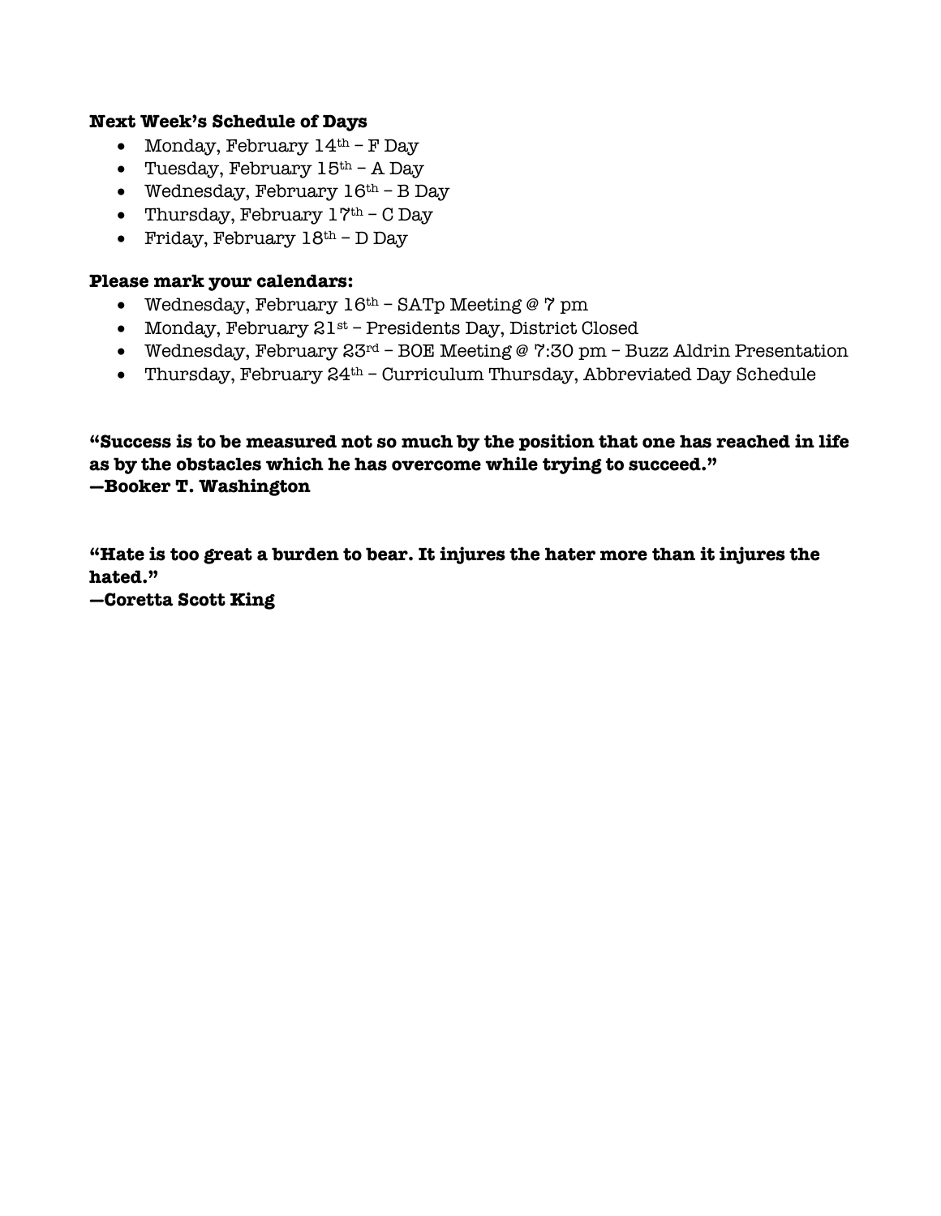**Next Week's Schedule of Days**

- Monday, February 14th – F Day
- Tuesday, February 15th – A Day
- Wednesday, February 16th – B Day
- Thursday, February 17th – C Day
- Friday, February 18th – D Day

**Please mark your calendars:**

- Wednesday, February 16th – SATp Meeting @ 7 pm
- Monday, February 21st – Presidents Day, District Closed
- Wednesday, February 23rd – BOE Meeting @ 7:30 pm – Buzz Aldrin Presentation
- Thursday, February 24th – Curriculum Thursday, Abbreviated Day Schedule

**"Success is to be measured not so much by the position that one has reached in life as by the obstacles which he has overcome while trying to succeed."**
**—Booker T. Washington**

**"Hate is too great a burden to bear. It injures the hater more than it injures the hated."**
**—Coretta Scott King**